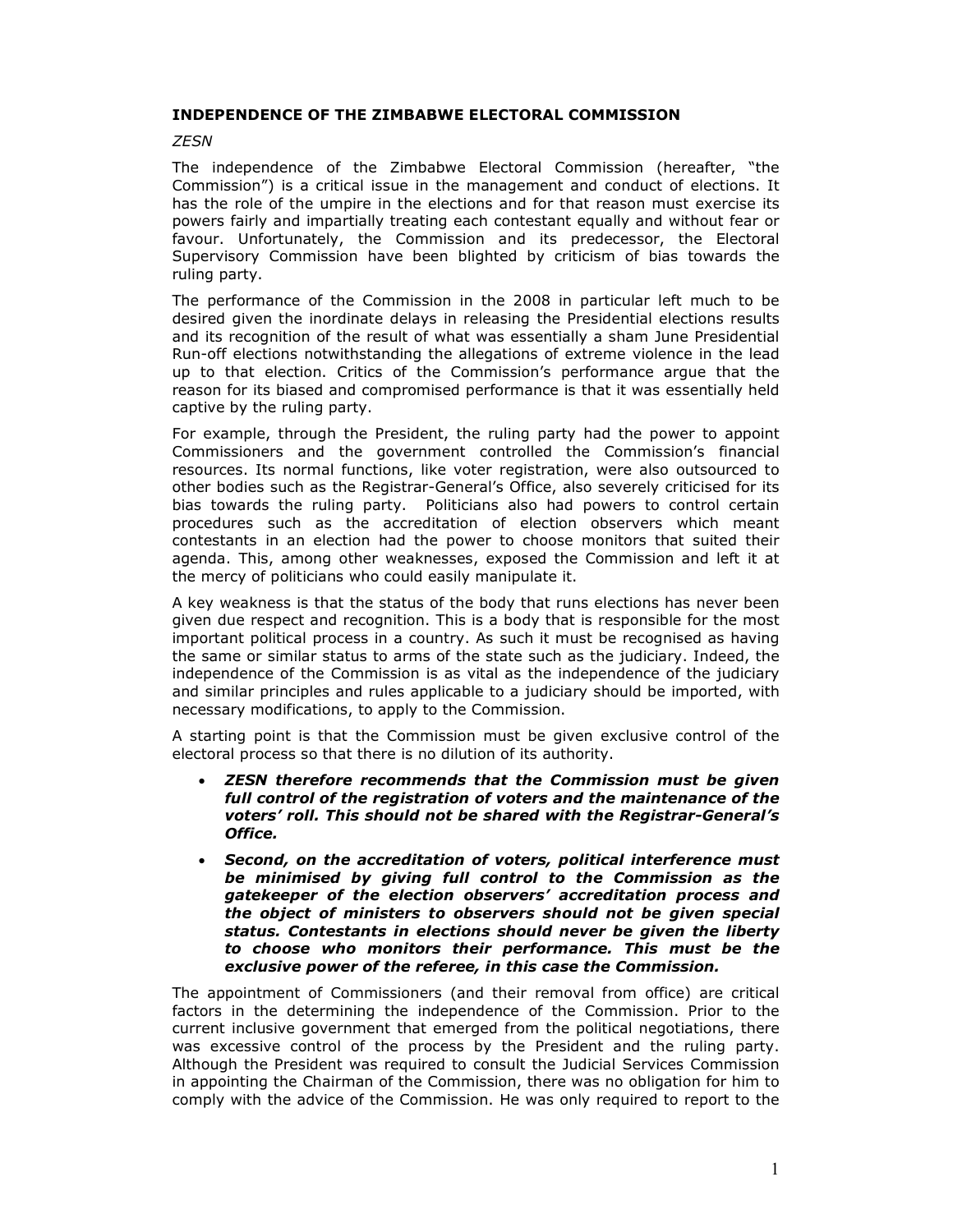**INDEPENDENCE OF THE ZIMBABWE ELECTORAL COMMISSION**

*ZESN*

The independence of the Zimbabwe Electoral Commission (hereafter, "the Commission") is a critical issue in the management and conduct of elections. It has the role of the umpire in the elections and for that reason must exercise its powers fairly and impartially treating each contestant equally and without fear or favour. Unfortunately, the Commission and its predecessor, the Electoral Supervisory Commission have been blighted by criticism of bias towards the ruling party.

The performance of the Commission in the 2008 in particular left much to be desired given the inordinate delays in releasing the Presidential elections results and its recognition of the result of what was essentially a sham June Presidential Run-off elections notwithstanding the allegations of extreme violence in the lead up to that election. Critics of the Commission's performance argue that the reason for its biased and compromised performance is that it was essentially held captive by the ruling party.

For example, through the President, the ruling party had the power to appoint Commissioners and the government controlled the Commission's financial resources. Its normal functions, like voter registration, were also outsourced to other bodies such as the Registrar-General's Office, also severely criticised for its bias towards the ruling party. Politicians also had powers to control certain procedures such as the accreditation of election observers which meant contestants in an election had the power to choose monitors that suited their agenda. This, among other weaknesses, exposed the Commission and left it at the mercy of politicians who could easily manipulate it.

A key weakness is that the status of the body that runs elections has never been given due respect and recognition. This is a body that is responsible for the most important political process in a country. As such it must be recognised as having the same or similar status to arms of the state such as the judiciary. Indeed, the independence of the Commission is as vital as the independence of the judiciary and similar principles and rules applicable to a judiciary should be imported, with necessary modifications, to apply to the Commission.

A starting point is that the Commission must be given exclusive control of the electoral process so that there is no dilution of its authority.

- ***ZESN therefore recommends that the Commission must be given full control of the registration of voters and the maintenance of the voters' roll. This should not be shared with the Registrar-General's Office.***
- ***Second, on the accreditation of voters, political interference must be minimised by giving full control to the Commission as the gatekeeper of the election observers' accreditation process and the object of ministers to observers should not be given special status. Contestants in elections should never be given the liberty to choose who monitors their performance. This must be the exclusive power of the referee, in this case the Commission.***

The appointment of Commissioners (and their removal from office) are critical factors in the determining the independence of the Commission. Prior to the current inclusive government that emerged from the political negotiations, there was excessive control of the process by the President and the ruling party. Although the President was required to consult the Judicial Services Commission in appointing the Chairman of the Commission, there was no obligation for him to comply with the advice of the Commission. He was only required to report to the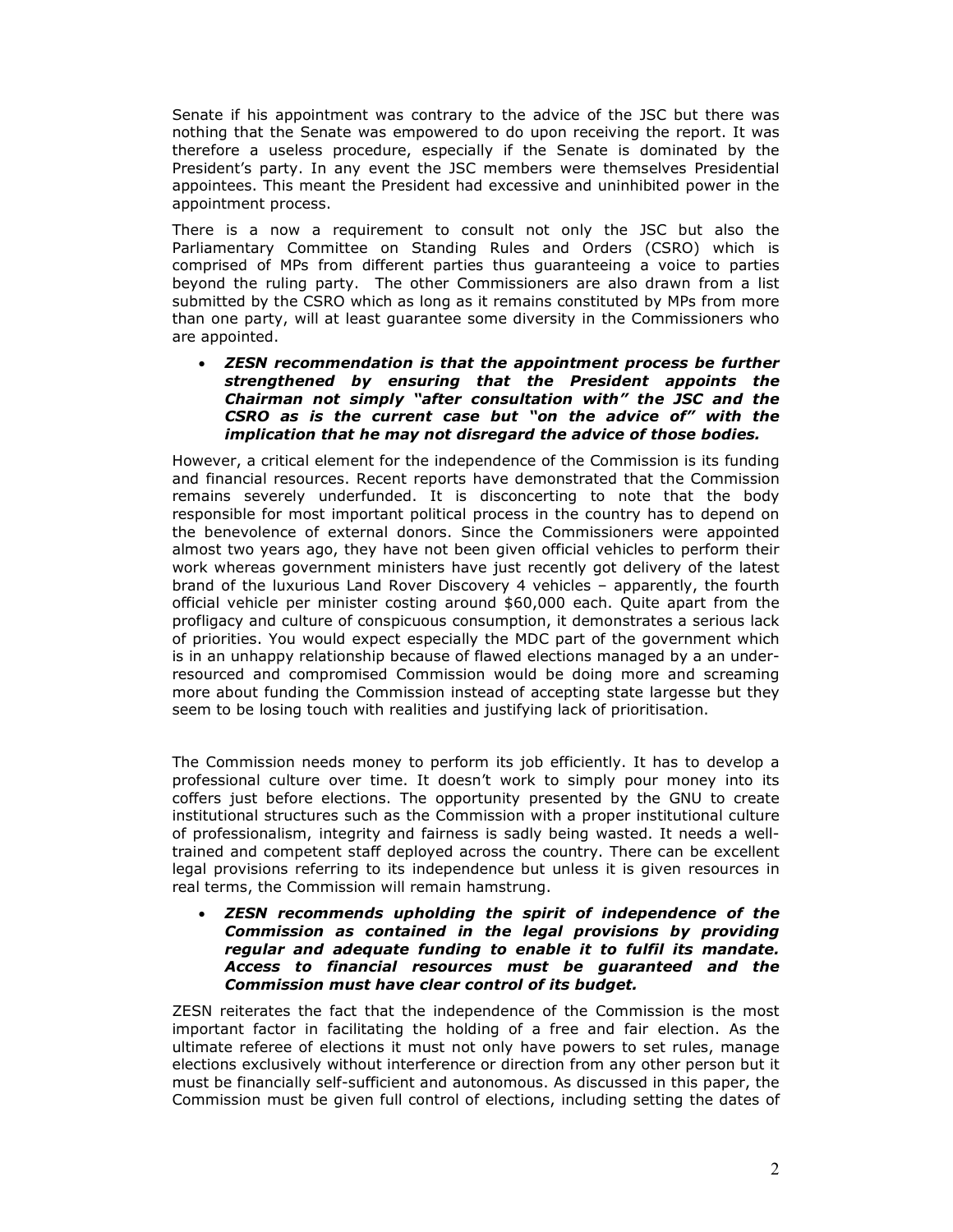Senate if his appointment was contrary to the advice of the JSC but there was nothing that the Senate was empowered to do upon receiving the report. It was therefore a useless procedure, especially if the Senate is dominated by the President's party. In any event the JSC members were themselves Presidential appointees. This meant the President had excessive and uninhibited power in the appointment process.

There is a now a requirement to consult not only the JSC but also the Parliamentary Committee on Standing Rules and Orders (CSRO) which is comprised of MPs from different parties thus guaranteeing a voice to parties beyond the ruling party. The other Commissioners are also drawn from a list submitted by the CSRO which as long as it remains constituted by MPs from more than one party, will at least guarantee some diversity in the Commissioners who are appointed.

- ***ZESN recommendation is that the appointment process be further strengthened by ensuring that the President appoints the Chairman not simply "after consultation with" the JSC and the CSRO as is the current case but "on the advice of" with the implication that he may not disregard the advice of those bodies.***

However, a critical element for the independence of the Commission is its funding and financial resources. Recent reports have demonstrated that the Commission remains severely underfunded. It is disconcerting to note that the body responsible for most important political process in the country has to depend on the benevolence of external donors. Since the Commissioners were appointed almost two years ago, they have not been given official vehicles to perform their work whereas government ministers have just recently got delivery of the latest brand of the luxurious Land Rover Discovery 4 vehicles – apparently, the fourth official vehicle per minister costing around $60,000 each. Quite apart from the profligacy and culture of conspicuous consumption, it demonstrates a serious lack of priorities. You would expect especially the MDC part of the government which is in an unhappy relationship because of flawed elections managed by a an under-resourced and compromised Commission would be doing more and screaming more about funding the Commission instead of accepting state largesse but they seem to be losing touch with realities and justifying lack of prioritisation.

The Commission needs money to perform its job efficiently. It has to develop a professional culture over time. It doesn't work to simply pour money into its coffers just before elections. The opportunity presented by the GNU to create institutional structures such as the Commission with a proper institutional culture of professionalism, integrity and fairness is sadly being wasted. It needs a well-trained and competent staff deployed across the country. There can be excellent legal provisions referring to its independence but unless it is given resources in real terms, the Commission will remain hamstrung.

- ***ZESN recommends upholding the spirit of independence of the Commission as contained in the legal provisions by providing regular and adequate funding to enable it to fulfil its mandate. Access to financial resources must be guaranteed and the Commission must have clear control of its budget.***

ZESN reiterates the fact that the independence of the Commission is the most important factor in facilitating the holding of a free and fair election. As the ultimate referee of elections it must not only have powers to set rules, manage elections exclusively without interference or direction from any other person but it must be financially self-sufficient and autonomous. As discussed in this paper, the Commission must be given full control of elections, including setting the dates of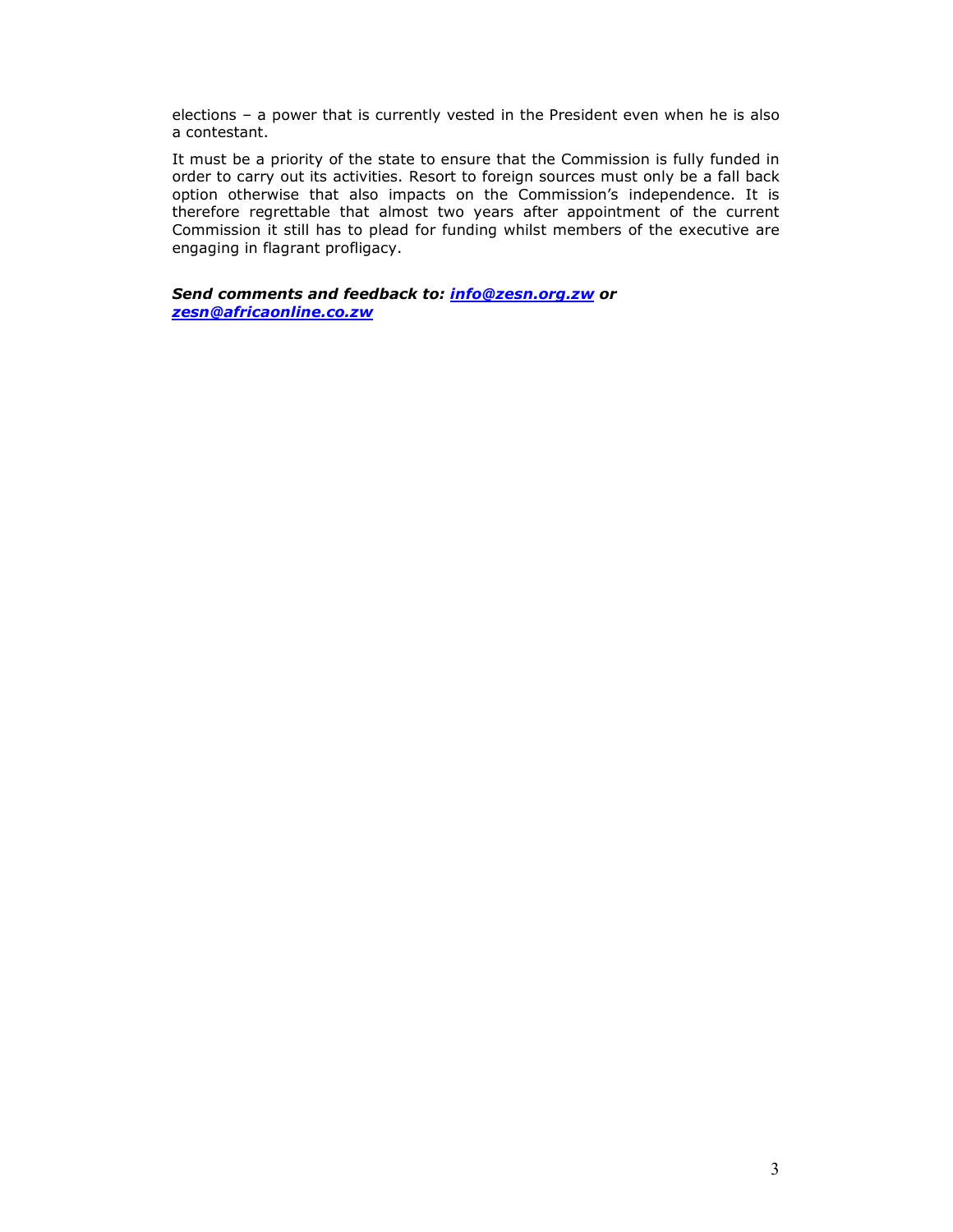elections – a power that is currently vested in the President even when he is also a contestant.

It must be a priority of the state to ensure that the Commission is fully funded in order to carry out its activities. Resort to foreign sources must only be a fall back option otherwise that also impacts on the Commission's independence. It is therefore regrettable that almost two years after appointment of the current Commission it still has to plead for funding whilst members of the executive are engaging in flagrant profligacy.

***Send comments and feedback to: info@zesn.org.zw or zesn@africaonline.co.zw***